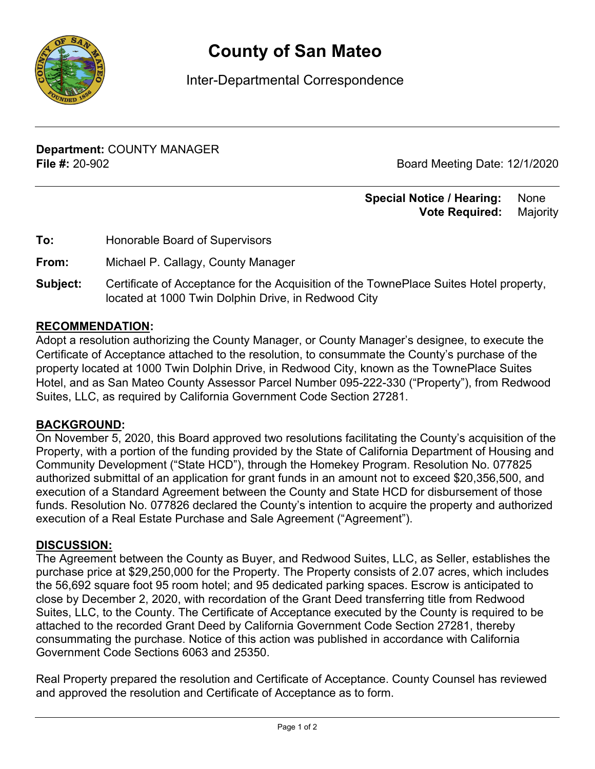# County of San Mateo

Inter-Departmental Correspondence

**Department:** COUNTY MANAGER
**File #:** 20-902

Board Meeting Date: 12/1/2020

**Special Notice / Hearing:** None
**Vote Required:** Majority

**To:** Honorable Board of Supervisors

**From:** Michael P. Callagy, County Manager

**Subject:** Certificate of Acceptance for the Acquisition of the TownePlace Suites Hotel property, located at 1000 Twin Dolphin Drive, in Redwood City

## RECOMMENDATION:

Adopt a resolution authorizing the County Manager, or County Manager's designee, to execute the Certificate of Acceptance attached to the resolution, to consummate the County's purchase of the property located at 1000 Twin Dolphin Drive, in Redwood City, known as the TownePlace Suites Hotel, and as San Mateo County Assessor Parcel Number 095-222-330 ("Property"), from Redwood Suites, LLC, as required by California Government Code Section 27281.

## BACKGROUND:

On November 5, 2020, this Board approved two resolutions facilitating the County's acquisition of the Property, with a portion of the funding provided by the State of California Department of Housing and Community Development ("State HCD"), through the Homekey Program. Resolution No. 077825 authorized submittal of an application for grant funds in an amount not to exceed $20,356,500, and execution of a Standard Agreement between the County and State HCD for disbursement of those funds. Resolution No. 077826 declared the County's intention to acquire the property and authorized execution of a Real Estate Purchase and Sale Agreement ("Agreement").

## DISCUSSION:

The Agreement between the County as Buyer, and Redwood Suites, LLC, as Seller, establishes the purchase price at $29,250,000 for the Property. The Property consists of 2.07 acres, which includes the 56,692 square foot 95 room hotel; and 95 dedicated parking spaces. Escrow is anticipated to close by December 2, 2020, with recordation of the Grant Deed transferring title from Redwood Suites, LLC, to the County. The Certificate of Acceptance executed by the County is required to be attached to the recorded Grant Deed by California Government Code Section 27281, thereby consummating the purchase. Notice of this action was published in accordance with California Government Code Sections 6063 and 25350.

Real Property prepared the resolution and Certificate of Acceptance. County Counsel has reviewed and approved the resolution and Certificate of Acceptance as to form.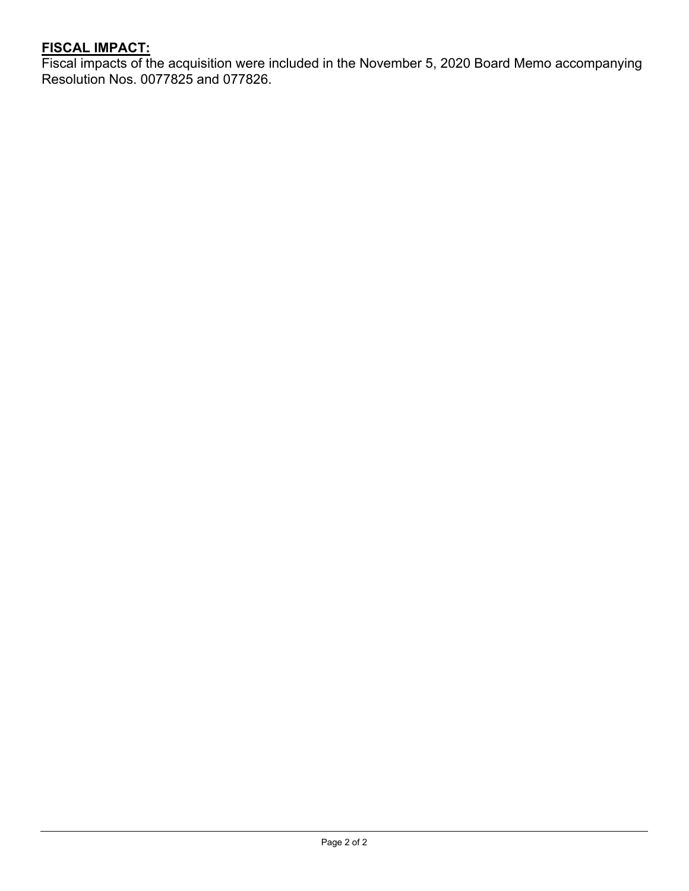**FISCAL IMPACT:**

Fiscal impacts of the acquisition were included in the November 5, 2020 Board Memo accompanying Resolution Nos. 0077825 and 077826.